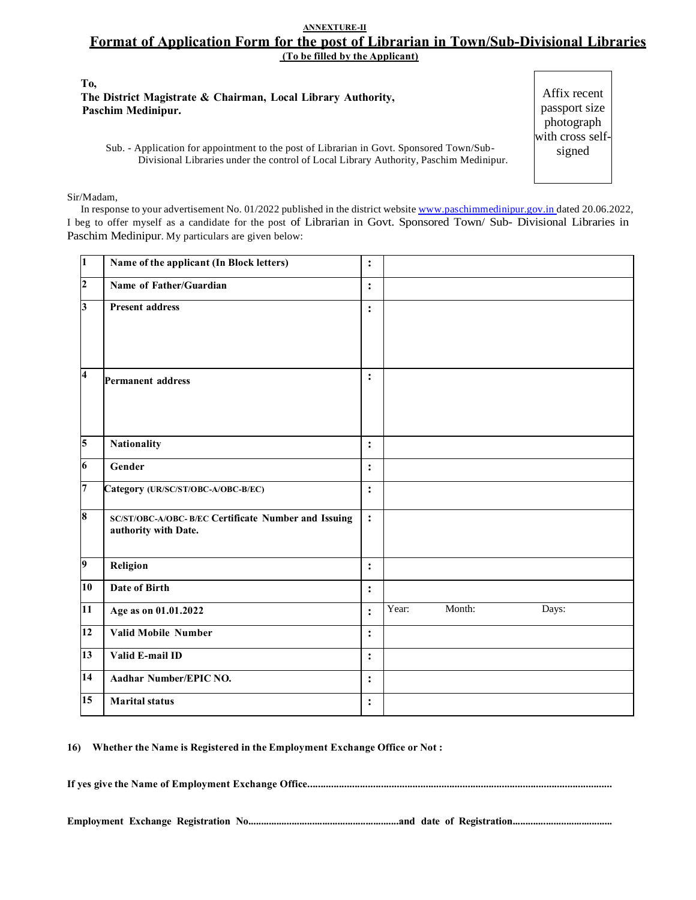**ANNEXTURE-II**

# Format of Application Form for the post of Librarian in Town/Sub-Divisional Libraries

**(To be filled by the Applicant)**

**To,**
**The District Magistrate & Chairman, Local Library Authority,**
**Paschim Medinipur.**

Affix recent passport size photograph with cross self-signed

Sub. - Application for appointment to the post of Librarian in Govt. Sponsored Town/Sub-Divisional Libraries under the control of Local Library Authority, Paschim Medinipur.

Sir/Madam,

In response to your advertisement No. 01/2022 published in the district website www.paschimmedinipur.gov.in dated 20.06.2022, I beg to offer myself as a candidate for the post of Librarian in Govt. Sponsored Town/ Sub- Divisional Libraries in Paschim Medinipur. My particulars are given below:

| | | | |
|---|---|---|---|
| 1 | **Name of the applicant (In Block letters)** | : | |
| 2 | **Name of Father/Guardian** | : | |
| 3 | **Present address** | : | |
| 4 | **Permanent address** | : | |
| 5 | **Nationality** | : | |
| 6 | **Gender** | : | |
| 7 | **Category (UR/SC/ST/OBC-A/OBC-B/EC)** | : | |
| 8 | **SC/ST/OBC-A/OBC- B/EC Certificate Number and Issuing authority with Date.** | : | |
| 9 | **Religion** | : | |
| 10 | **Date of Birth** | : | |
| 11 | **Age as on 01.01.2022** | : | Year: Month: Days: |
| 12 | **Valid Mobile Number** | : | |
| 13 | **Valid E-mail ID** | : | |
| 14 | **Aadhar Number/EPIC NO.** | : | |
| 15 | **Marital status** | : | |

**16) Whether the Name is Registered in the Employment Exchange Office or Not :**

**If yes give the Name of Employment Exchange Office..................................................................................................................**

**Employment Exchange Registration No...........................................................and date of Registration......................................**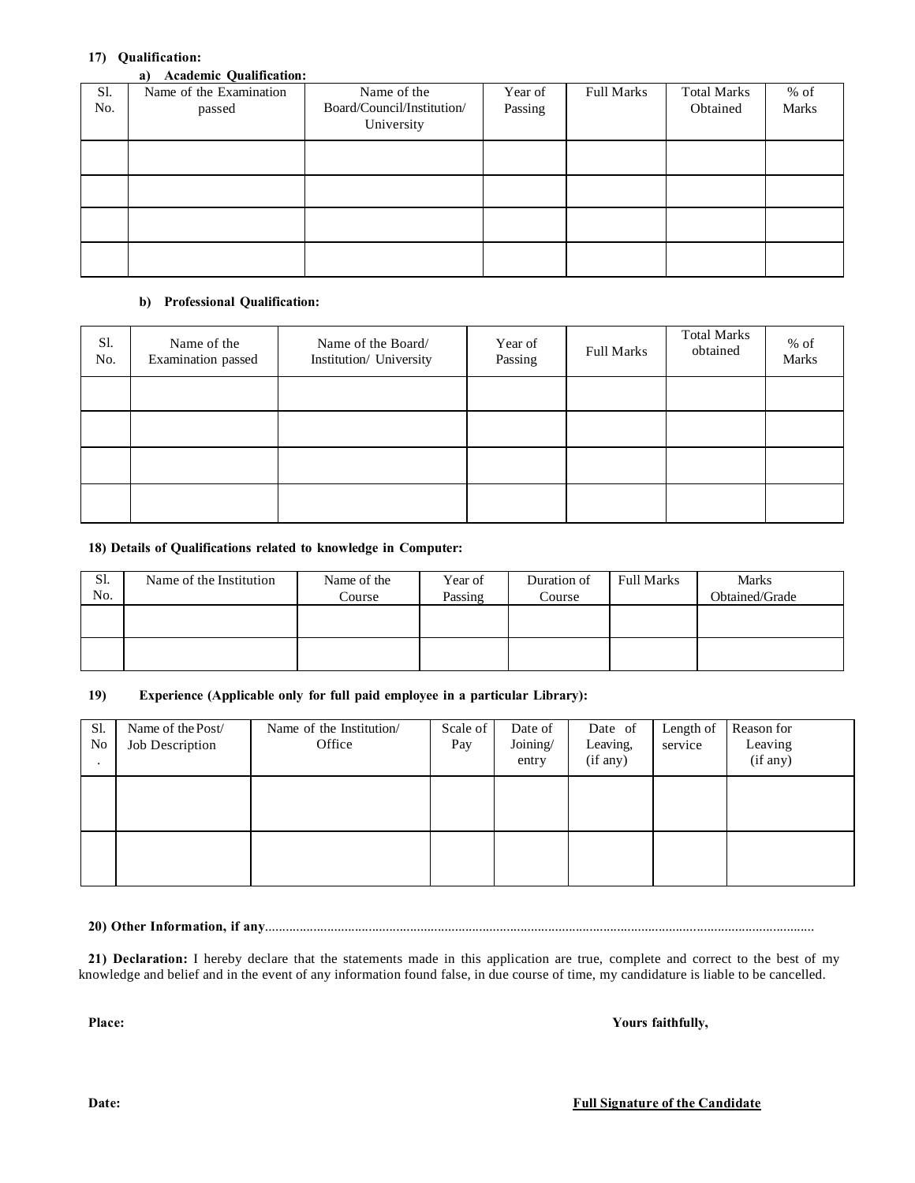**17) Qualification:**

**a) Academic Qualification:**

| Sl. No. | Name of the Examination passed | Name of the Board/Council/Institution/ University | Year of Passing | Full Marks | Total Marks Obtained | % of Marks |
|---|---|---|---|---|---|---|
| | | | | | | |
| | | | | | | |
| | | | | | | |
| | | | | | | |

**b) Professional Qualification:**

| Sl. No. | Name of the Examination passed | Name of the Board/ Institution/ University | Year of Passing | Full Marks | Total Marks obtained | % of Marks |
|---|---|---|---|---|---|---|
| | | | | | | |
| | | | | | | |
| | | | | | | |
| | | | | | | |

**18) Details of Qualifications related to knowledge in Computer:**

| Sl. No. | Name of the Institution | Name of the Course | Year of Passing | Duration of Course | Full Marks | Marks Obtained/Grade |
|---|---|---|---|---|---|---|
| | | | | | | |
| | | | | | | |

**19) Experience (Applicable only for full paid employee in a particular Library):**

| Sl. No. | Name of the Post/ Job Description | Name of the Institution/ Office | Scale of Pay | Date of Joining/ entry | Date of Leaving, (if any) | Length of service | Reason for Leaving (if any) |
|---|---|---|---|---|---|---|---|
| | | | | | | | |
| | | | | | | | |

**20) Other Information, if any**..........................................................................................................................................................

**21) Declaration:** I hereby declare that the statements made in this application are true, complete and correct to the best of my knowledge and belief and in the event of any information found false, in due course of time, my candidature is liable to be cancelled.

**Place:** **Yours faithfully,**

**Date:** **Full Signature of the Candidate**